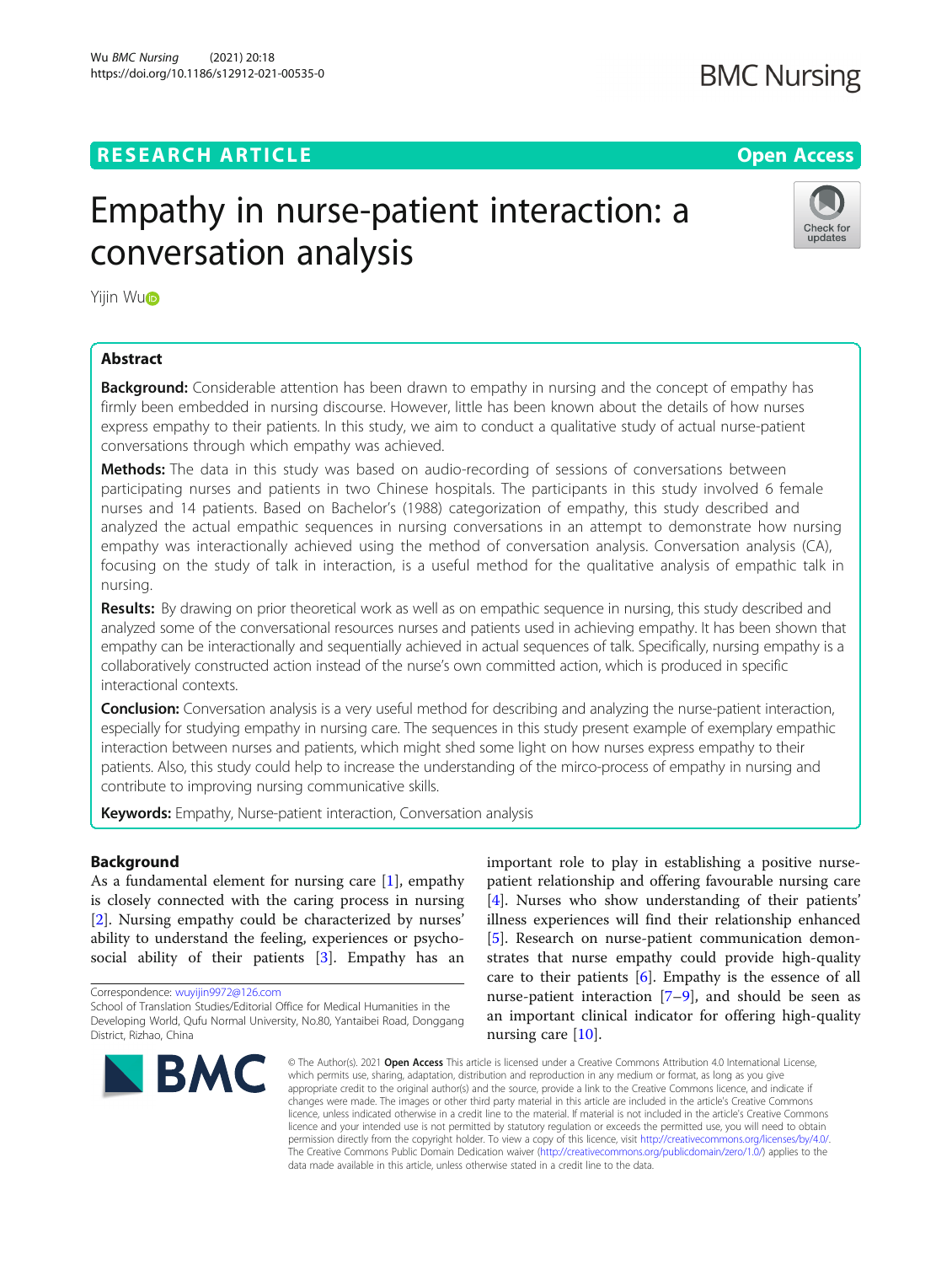**RESEARCH ARTICLE** **Open Access**

# Empathy in nurse-patient interaction: a conversation analysis

Yijin Wu

## Abstract

**Background:** Considerable attention has been drawn to empathy in nursing and the concept of empathy has firmly been embedded in nursing discourse. However, little has been known about the details of how nurses express empathy to their patients. In this study, we aim to conduct a qualitative study of actual nurse-patient conversations through which empathy was achieved.

**Methods:** The data in this study was based on audio-recording of sessions of conversations between participating nurses and patients in two Chinese hospitals. The participants in this study involved 6 female nurses and 14 patients. Based on Bachelor's (1988) categorization of empathy, this study described and analyzed the actual empathic sequences in nursing conversations in an attempt to demonstrate how nursing empathy was interactionally achieved using the method of conversation analysis. Conversation analysis (CA), focusing on the study of talk in interaction, is a useful method for the qualitative analysis of empathic talk in nursing.

**Results:** By drawing on prior theoretical work as well as on empathic sequence in nursing, this study described and analyzed some of the conversational resources nurses and patients used in achieving empathy. It has been shown that empathy can be interactionally and sequentially achieved in actual sequences of talk. Specifically, nursing empathy is a collaboratively constructed action instead of the nurse's own committed action, which is produced in specific interactional contexts.

**Conclusion:** Conversation analysis is a very useful method for describing and analyzing the nurse-patient interaction, especially for studying empathy in nursing care. The sequences in this study present example of exemplary empathic interaction between nurses and patients, which might shed some light on how nurses express empathy to their patients. Also, this study could help to increase the understanding of the mirco-process of empathy in nursing and contribute to improving nursing communicative skills.

**Keywords:** Empathy, Nurse-patient interaction, Conversation analysis

## Background

As a fundamental element for nursing care [1], empathy is closely connected with the caring process in nursing [2]. Nursing empathy could be characterized by nurses' ability to understand the feeling, experiences or psychosocial ability of their patients [3]. Empathy has an important role to play in establishing a positive nurse-patient relationship and offering favourable nursing care [4]. Nurses who show understanding of their patients' illness experiences will find their relationship enhanced [5]. Research on nurse-patient communication demonstrates that nurse empathy could provide high-quality care to their patients [6]. Empathy is the essence of all nurse-patient interaction [7–9], and should be seen as an important clinical indicator for offering high-quality nursing care [10].

Correspondence: wuyijin9972@126.com
School of Translation Studies/Editorial Office for Medical Humanities in the Developing World, Qufu Normal University, No.80, Yantaibei Road, Donggang District, Rizhao, China

© The Author(s). 2021 **Open Access** This article is licensed under a Creative Commons Attribution 4.0 International License, which permits use, sharing, adaptation, distribution and reproduction in any medium or format, as long as you give appropriate credit to the original author(s) and the source, provide a link to the Creative Commons licence, and indicate if changes were made. The images or other third party material in this article are included in the article's Creative Commons licence, unless indicated otherwise in a credit line to the material. If material is not included in the article's Creative Commons licence and your intended use is not permitted by statutory regulation or exceeds the permitted use, you will need to obtain permission directly from the copyright holder. To view a copy of this licence, visit http://creativecommons.org/licenses/by/4.0/. The Creative Commons Public Domain Dedication waiver (http://creativecommons.org/publicdomain/zero/1.0/) applies to the data made available in this article, unless otherwise stated in a credit line to the data.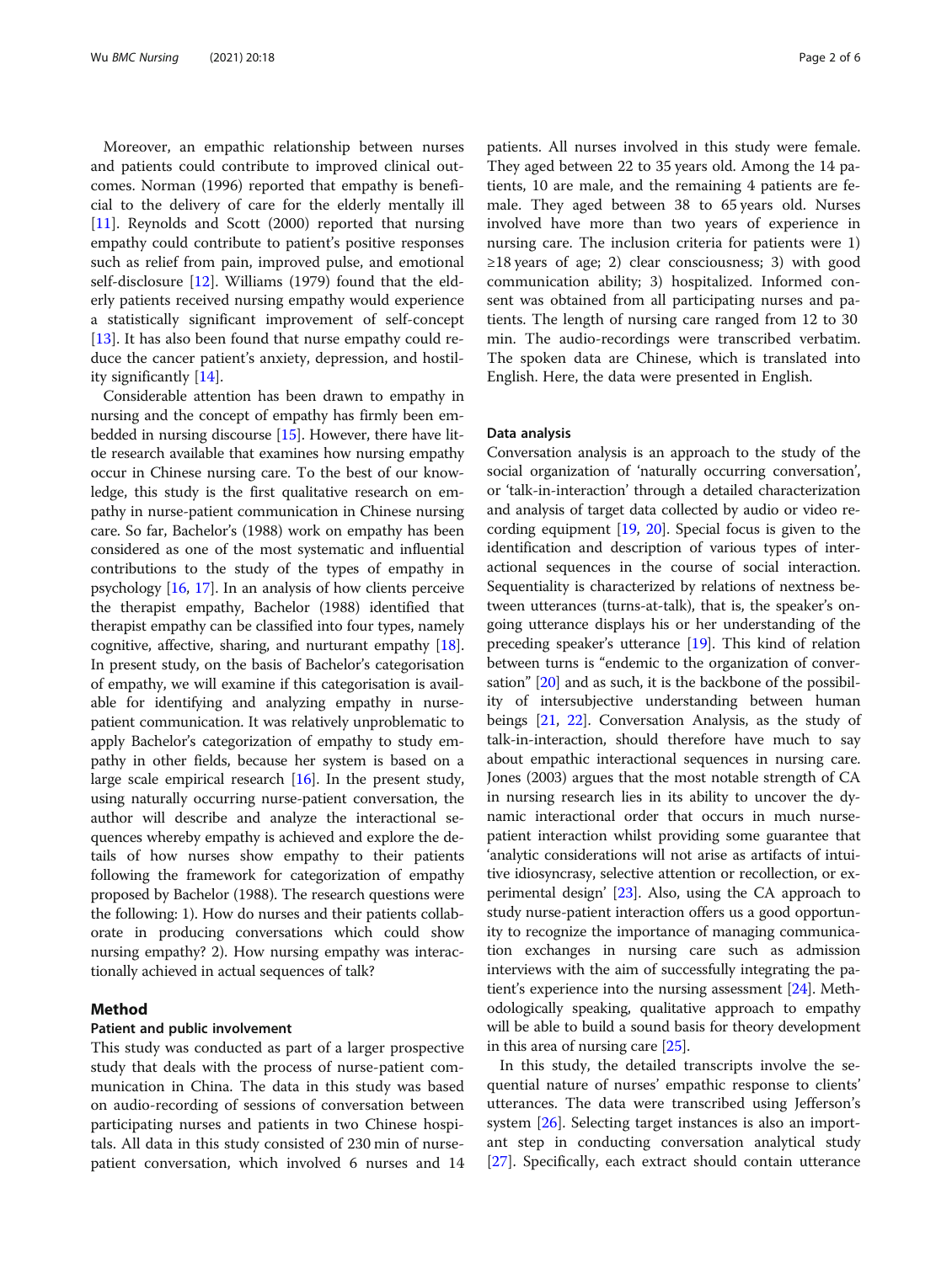Moreover, an empathic relationship between nurses and patients could contribute to improved clinical outcomes. Norman (1996) reported that empathy is beneficial to the delivery of care for the elderly mentally ill [11]. Reynolds and Scott (2000) reported that nursing empathy could contribute to patient's positive responses such as relief from pain, improved pulse, and emotional self-disclosure [12]. Williams (1979) found that the elderly patients received nursing empathy would experience a statistically significant improvement of self-concept [13]. It has also been found that nurse empathy could reduce the cancer patient's anxiety, depression, and hostility significantly [14].

Considerable attention has been drawn to empathy in nursing and the concept of empathy has firmly been embedded in nursing discourse [15]. However, there have little research available that examines how nursing empathy occur in Chinese nursing care. To the best of our knowledge, this study is the first qualitative research on empathy in nurse-patient communication in Chinese nursing care. So far, Bachelor's (1988) work on empathy has been considered as one of the most systematic and influential contributions to the study of the types of empathy in psychology [16, 17]. In an analysis of how clients perceive the therapist empathy, Bachelor (1988) identified that therapist empathy can be classified into four types, namely cognitive, affective, sharing, and nurturant empathy [18]. In present study, on the basis of Bachelor's categorisation of empathy, we will examine if this categorisation is available for identifying and analyzing empathy in nurse-patient communication. It was relatively unproblematic to apply Bachelor's categorization of empathy to study empathy in other fields, because her system is based on a large scale empirical research [16]. In the present study, using naturally occurring nurse-patient conversation, the author will describe and analyze the interactional sequences whereby empathy is achieved and explore the details of how nurses show empathy to their patients following the framework for categorization of empathy proposed by Bachelor (1988). The research questions were the following: 1). How do nurses and their patients collaborate in producing conversations which could show nursing empathy? 2). How nursing empathy was interactionally achieved in actual sequences of talk?

## Method

### Patient and public involvement

This study was conducted as part of a larger prospective study that deals with the process of nurse-patient communication in China. The data in this study was based on audio-recording of sessions of conversation between participating nurses and patients in two Chinese hospitals. All data in this study consisted of 230 min of nurse-patient conversation, which involved 6 nurses and 14 patients. All nurses involved in this study were female. They aged between 22 to 35 years old. Among the 14 patients, 10 are male, and the remaining 4 patients are female. They aged between 38 to 65 years old. Nurses involved have more than two years of experience in nursing care. The inclusion criteria for patients were 1) ≥18 years of age; 2) clear consciousness; 3) with good communication ability; 3) hospitalized. Informed consent was obtained from all participating nurses and patients. The length of nursing care ranged from 12 to 30 min. The audio-recordings were transcribed verbatim. The spoken data are Chinese, which is translated into English. Here, the data were presented in English.

### Data analysis

Conversation analysis is an approach to the study of the social organization of 'naturally occurring conversation', or 'talk-in-interaction' through a detailed characterization and analysis of target data collected by audio or video recording equipment [19, 20]. Special focus is given to the identification and description of various types of interactional sequences in the course of social interaction. Sequentiality is characterized by relations of nextness between utterances (turns-at-talk), that is, the speaker's ongoing utterance displays his or her understanding of the preceding speaker's utterance [19]. This kind of relation between turns is "endemic to the organization of conversation" [20] and as such, it is the backbone of the possibility of intersubjective understanding between human beings [21, 22]. Conversation Analysis, as the study of talk-in-interaction, should therefore have much to say about empathic interactional sequences in nursing care. Jones (2003) argues that the most notable strength of CA in nursing research lies in its ability to uncover the dynamic interactional order that occurs in much nurse-patient interaction whilst providing some guarantee that 'analytic considerations will not arise as artifacts of intuitive idiosyncrasy, selective attention or recollection, or experimental design' [23]. Also, using the CA approach to study nurse-patient interaction offers us a good opportunity to recognize the importance of managing communication exchanges in nursing care such as admission interviews with the aim of successfully integrating the patient's experience into the nursing assessment [24]. Methodologically speaking, qualitative approach to empathy will be able to build a sound basis for theory development in this area of nursing care [25].

In this study, the detailed transcripts involve the sequential nature of nurses' empathic response to clients' utterances. The data were transcribed using Jefferson's system [26]. Selecting target instances is also an important step in conducting conversation analytical study [27]. Specifically, each extract should contain utterance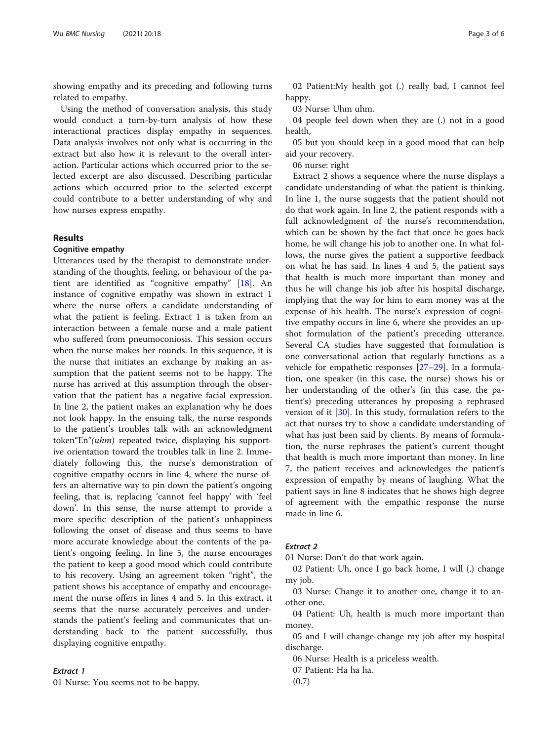showing empathy and its preceding and following turns related to empathy.

Using the method of conversation analysis, this study would conduct a turn-by-turn analysis of how these interactional practices display empathy in sequences. Data analysis involves not only what is occurring in the extract but also how it is relevant to the overall interaction. Particular actions which occurred prior to the selected excerpt are also discussed. Describing particular actions which occurred prior to the selected excerpt could contribute to a better understanding of why and how nurses express empathy.

## Results

### Cognitive empathy

Utterances used by the therapist to demonstrate understanding of the thoughts, feeling, or behaviour of the patient are identified as "cognitive empathy" [18]. An instance of cognitive empathy was shown in extract 1 where the nurse offers a candidate understanding of what the patient is feeling. Extract 1 is taken from an interaction between a female nurse and a male patient who suffered from pneumoconiosis. This session occurs when the nurse makes her rounds. In this sequence, it is the nurse that initiates an exchange by making an assumption that the patient seems not to be happy. The nurse has arrived at this assumption through the observation that the patient has a negative facial expression. In line 2, the patient makes an explanation why he does not look happy. In the ensuing talk, the nurse responds to the patient's troubles talk with an acknowledgment token"En"*(uhm)* repeated twice, displaying his supportive orientation toward the troubles talk in line 2. Immediately following this, the nurse's demonstration of cognitive empathy occurs in line 4, where the nurse offers an alternative way to pin down the patient's ongoing feeling, that is, replacing 'cannot feel happy' with 'feel down'. In this sense, the nurse attempt to provide a more specific description of the patient's unhappiness following the onset of disease and thus seems to have more accurate knowledge about the contents of the patient's ongoing feeling. In line 5, the nurse encourages the patient to keep a good mood which could contribute to his recovery. Using an agreement token "right", the patient shows his acceptance of empathy and encouragement the nurse offers in lines 4 and 5. In this extract, it seems that the nurse accurately perceives and understands the patient's feeling and communicates that understanding back to the patient successfully, thus displaying cognitive empathy.

#### *Extract 1*

01 Nurse: You seems not to be happy.

02 Patient:My health got (.) really bad, I cannot feel happy.

03 Nurse: Uhm uhm.

04 people feel down when they are (.) not in a good health,

05 but you should keep in a good mood that can help aid your recovery.

06 nurse: right

Extract 2 shows a sequence where the nurse displays a candidate understanding of what the patient is thinking. In line 1, the nurse suggests that the patient should not do that work again. In line 2, the patient responds with a full acknowledgment of the nurse's recommendation, which can be shown by the fact that once he goes back home, he will change his job to another one. In what follows, the nurse gives the patient a supportive feedback on what he has said. In lines 4 and 5, the patient says that health is much more important than money and thus he will change his job after his hospital discharge, implying that the way for him to earn money was at the expense of his health. The nurse's expression of cognitive empathy occurs in line 6, where she provides an upshot formulation of the patient's preceding utterance. Several CA studies have suggested that formulation is one conversational action that regularly functions as a vehicle for empathetic responses [27–29]. In a formulation, one speaker (in this case, the nurse) shows his or her understanding of the other's (in this case, the patient's) preceding utterances by proposing a rephrased version of it [30]. In this study, formulation refers to the act that nurses try to show a candidate understanding of what has just been said by clients. By means of formulation, the nurse rephrases the patient's current thought that health is much more important than money. In line 7, the patient receives and acknowledges the patient's expression of empathy by means of laughing. What the patient says in line 8 indicates that he shows high degree of agreement with the empathic response the nurse made in line 6.

#### *Extract 2*

01 Nurse: Don't do that work again.

02 Patient: Uh, once I go back home, I will (.) change my job.

03 Nurse: Change it to another one, change it to another one.

04 Patient: Uh, health is much more important than money.

05 and I will change-change my job after my hospital discharge.

06 Nurse: Health is a priceless wealth.

07 Patient: Ha ha ha.

(0.7)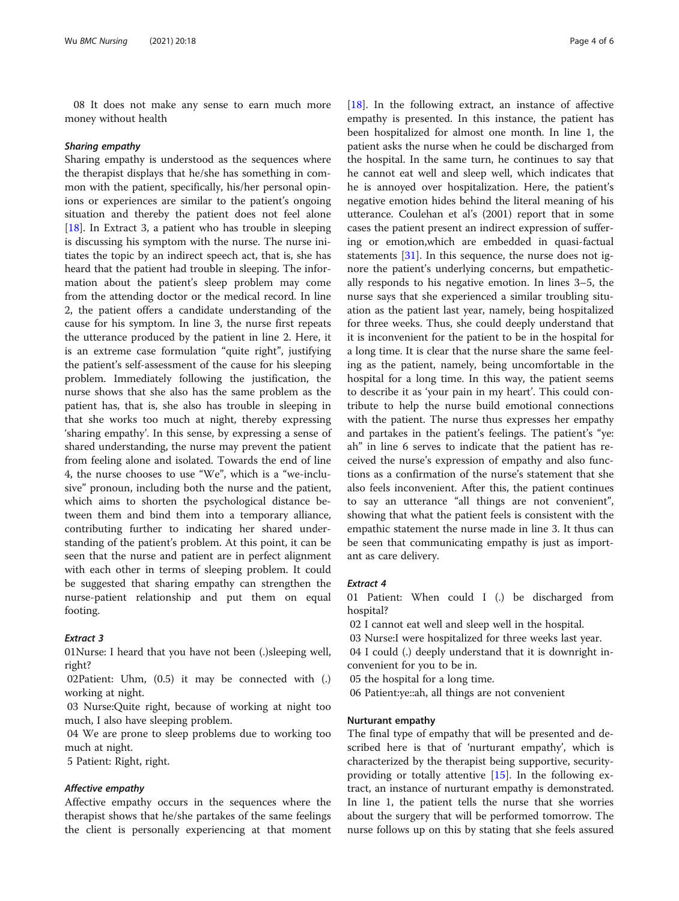08 It does not make any sense to earn much more money without health

#### Sharing empathy

Sharing empathy is understood as the sequences where the therapist displays that he/she has something in common with the patient, specifically, his/her personal opinions or experiences are similar to the patient's ongoing situation and thereby the patient does not feel alone [18]. In Extract 3, a patient who has trouble in sleeping is discussing his symptom with the nurse. The nurse initiates the topic by an indirect speech act, that is, she has heard that the patient had trouble in sleeping. The information about the patient's sleep problem may come from the attending doctor or the medical record. In line 2, the patient offers a candidate understanding of the cause for his symptom. In line 3, the nurse first repeats the utterance produced by the patient in line 2. Here, it is an extreme case formulation "quite right", justifying the patient's self-assessment of the cause for his sleeping problem. Immediately following the justification, the nurse shows that she also has the same problem as the patient has, that is, she also has trouble in sleeping in that she works too much at night, thereby expressing 'sharing empathy'. In this sense, by expressing a sense of shared understanding, the nurse may prevent the patient from feeling alone and isolated. Towards the end of line 4, the nurse chooses to use "We", which is a "we-inclusive" pronoun, including both the nurse and the patient, which aims to shorten the psychological distance between them and bind them into a temporary alliance, contributing further to indicating her shared understanding of the patient's problem. At this point, it can be seen that the nurse and patient are in perfect alignment with each other in terms of sleeping problem. It could be suggested that sharing empathy can strengthen the nurse-patient relationship and put them on equal footing.

#### Extract 3

01Nurse: I heard that you have not been (.)sleeping well, right?

02Patient: Uhm, (0.5) it may be connected with (.) working at night.

03 Nurse:Quite right, because of working at night too much, I also have sleeping problem.

04 We are prone to sleep problems due to working too much at night.

5 Patient: Right, right.

#### Affective empathy

Affective empathy occurs in the sequences where the therapist shows that he/she partakes of the same feelings the client is personally experiencing at that moment [18]. In the following extract, an instance of affective empathy is presented. In this instance, the patient has been hospitalized for almost one month. In line 1, the patient asks the nurse when he could be discharged from the hospital. In the same turn, he continues to say that he cannot eat well and sleep well, which indicates that he is annoyed over hospitalization. Here, the patient's negative emotion hides behind the literal meaning of his utterance. Coulehan et al's (2001) report that in some cases the patient present an indirect expression of suffering or emotion,which are embedded in quasi-factual statements [31]. In this sequence, the nurse does not ignore the patient's underlying concerns, but empathetically responds to his negative emotion. In lines 3–5, the nurse says that she experienced a similar troubling situation as the patient last year, namely, being hospitalized for three weeks. Thus, she could deeply understand that it is inconvenient for the patient to be in the hospital for a long time. It is clear that the nurse share the same feeling as the patient, namely, being uncomfortable in the hospital for a long time. In this way, the patient seems to describe it as 'your pain in my heart'. This could contribute to help the nurse build emotional connections with the patient. The nurse thus expresses her empathy and partakes in the patient's feelings. The patient's "ye::ah" in line 6 serves to indicate that the patient has received the nurse's expression of empathy and also functions as a confirmation of the nurse's statement that she also feels inconvenient. After this, the patient continues to say an utterance "all things are not convenient", showing that what the patient feels is consistent with the empathic statement the nurse made in line 3. It thus can be seen that communicating empathy is just as important as care delivery.

#### Extract 4

01 Patient: When could I (.) be discharged from hospital?

02 I cannot eat well and sleep well in the hospital.

03 Nurse:I were hospitalized for three weeks last year.

04 I could (.) deeply understand that it is downright inconvenient for you to be in.

05 the hospital for a long time.

06 Patient:ye::ah, all things are not convenient

#### Nurturant empathy

The final type of empathy that will be presented and described here is that of 'nurturant empathy', which is characterized by the therapist being supportive, security-providing or totally attentive [15]. In the following extract, an instance of nurturant empathy is demonstrated. In line 1, the patient tells the nurse that she worries about the surgery that will be performed tomorrow. The nurse follows up on this by stating that she feels assured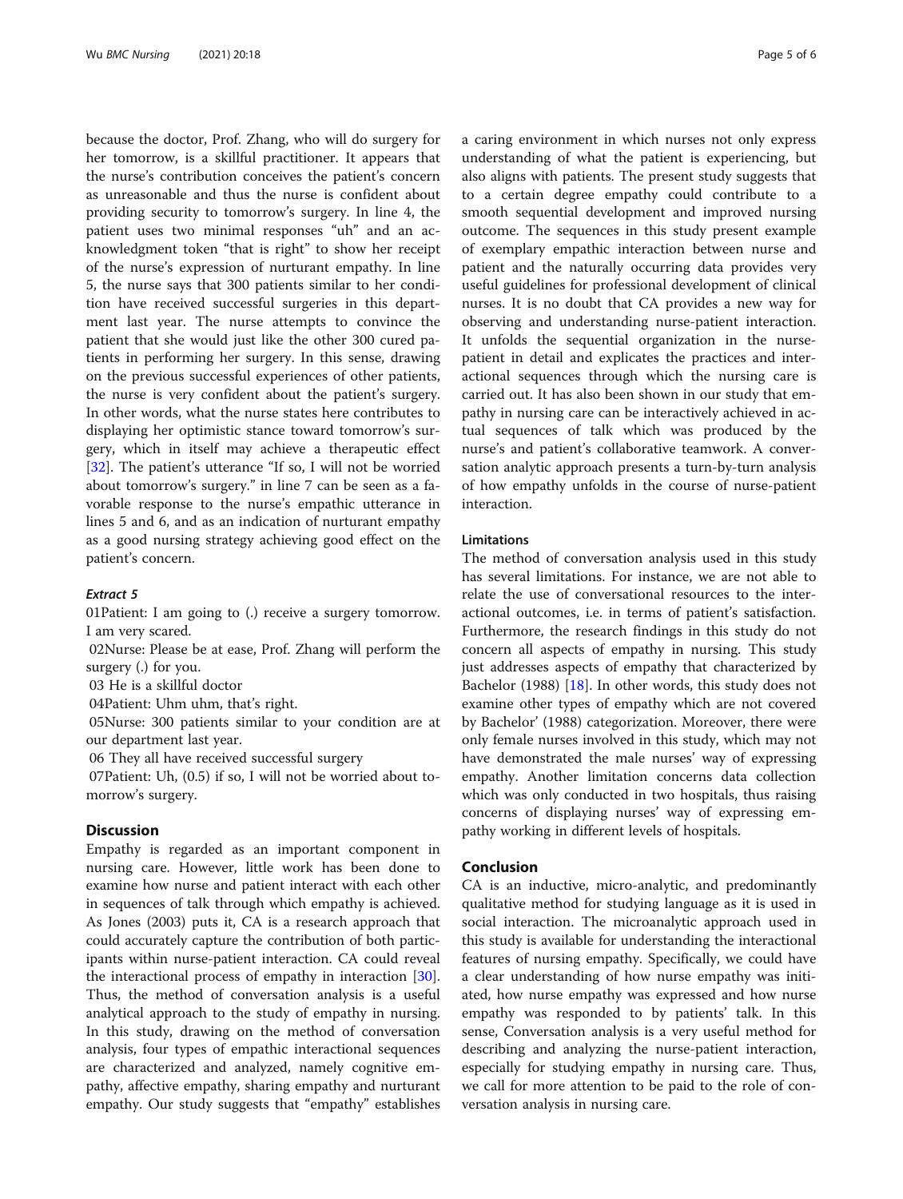because the doctor, Prof. Zhang, who will do surgery for her tomorrow, is a skillful practitioner. It appears that the nurse's contribution conceives the patient's concern as unreasonable and thus the nurse is confident about providing security to tomorrow's surgery. In line 4, the patient uses two minimal responses "uh" and an acknowledgment token "that is right" to show her receipt of the nurse's expression of nurturant empathy. In line 5, the nurse says that 300 patients similar to her condition have received successful surgeries in this department last year. The nurse attempts to convince the patient that she would just like the other 300 cured patients in performing her surgery. In this sense, drawing on the previous successful experiences of other patients, the nurse is very confident about the patient's surgery. In other words, what the nurse states here contributes to displaying her optimistic stance toward tomorrow's surgery, which in itself may achieve a therapeutic effect [32]. The patient's utterance "If so, I will not be worried about tomorrow's surgery." in line 7 can be seen as a favorable response to the nurse's empathic utterance in lines 5 and 6, and as an indication of nurturant empathy as a good nursing strategy achieving good effect on the patient's concern.

#### *Extract 5*

01Patient: I am going to (.) receive a surgery tomorrow. I am very scared.

02Nurse: Please be at ease, Prof. Zhang will perform the surgery (.) for you.

03 He is a skillful doctor

04Patient: Uhm uhm, that's right.

05Nurse: 300 patients similar to your condition are at our department last year.

06 They all have received successful surgery

07Patient: Uh, (0.5) if so, I will not be worried about tomorrow's surgery.

## Discussion

Empathy is regarded as an important component in nursing care. However, little work has been done to examine how nurse and patient interact with each other in sequences of talk through which empathy is achieved. As Jones (2003) puts it, CA is a research approach that could accurately capture the contribution of both participants within nurse-patient interaction. CA could reveal the interactional process of empathy in interaction [30]. Thus, the method of conversation analysis is a useful analytical approach to the study of empathy in nursing. In this study, drawing on the method of conversation analysis, four types of empathic interactional sequences are characterized and analyzed, namely cognitive empathy, affective empathy, sharing empathy and nurturant empathy. Our study suggests that "empathy" establishes a caring environment in which nurses not only express understanding of what the patient is experiencing, but also aligns with patients. The present study suggests that to a certain degree empathy could contribute to a smooth sequential development and improved nursing outcome. The sequences in this study present example of exemplary empathic interaction between nurse and patient and the naturally occurring data provides very useful guidelines for professional development of clinical nurses. It is no doubt that CA provides a new way for observing and understanding nurse-patient interaction. It unfolds the sequential organization in the nurse-patient in detail and explicates the practices and interactional sequences through which the nursing care is carried out. It has also been shown in our study that empathy in nursing care can be interactively achieved in actual sequences of talk which was produced by the nurse's and patient's collaborative teamwork. A conversation analytic approach presents a turn-by-turn analysis of how empathy unfolds in the course of nurse-patient interaction.

### Limitations

The method of conversation analysis used in this study has several limitations. For instance, we are not able to relate the use of conversational resources to the interactional outcomes, i.e. in terms of patient's satisfaction. Furthermore, the research findings in this study do not concern all aspects of empathy in nursing. This study just addresses aspects of empathy that characterized by Bachelor (1988) [18]. In other words, this study does not examine other types of empathy which are not covered by Bachelor' (1988) categorization. Moreover, there were only female nurses involved in this study, which may not have demonstrated the male nurses' way of expressing empathy. Another limitation concerns data collection which was only conducted in two hospitals, thus raising concerns of displaying nurses' way of expressing empathy working in different levels of hospitals.

## Conclusion

CA is an inductive, micro-analytic, and predominantly qualitative method for studying language as it is used in social interaction. The microanalytic approach used in this study is available for understanding the interactional features of nursing empathy. Specifically, we could have a clear understanding of how nurse empathy was initiated, how nurse empathy was expressed and how nurse empathy was responded to by patients' talk. In this sense, Conversation analysis is a very useful method for describing and analyzing the nurse-patient interaction, especially for studying empathy in nursing care. Thus, we call for more attention to be paid to the role of conversation analysis in nursing care.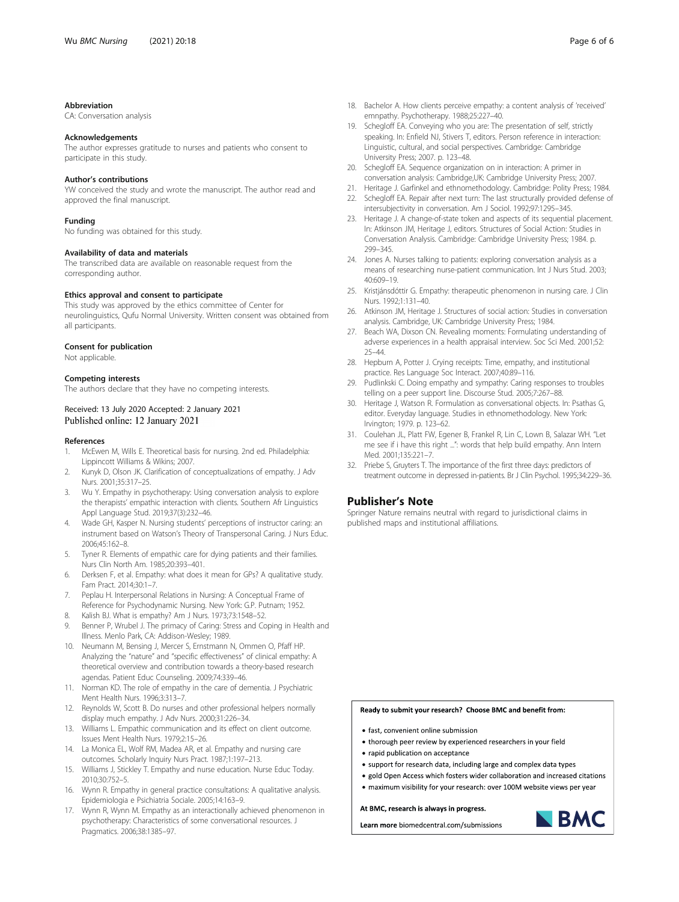### Abbreviation

CA: Conversation analysis

### Acknowledgements

The author expresses gratitude to nurses and patients who consent to participate in this study.

### Author's contributions

YW conceived the study and wrote the manuscript. The author read and approved the final manuscript.

### Funding

No funding was obtained for this study.

### Availability of data and materials

The transcribed data are available on reasonable request from the corresponding author.

### Ethics approval and consent to participate

This study was approved by the ethics committee of Center for neurolinguistics, Qufu Normal University. Written consent was obtained from all participants.

### Consent for publication

Not applicable.

### Competing interests

The authors declare that they have no competing interests.

Received: 13 July 2020 Accepted: 2 January 2021
Published online: 12 January 2021

### References

1. McEwen M, Wills E. Theoretical basis for nursing. 2nd ed. Philadelphia: Lippincott Williams & Wikins; 2007.
2. Kunyk D, Olson JK. Clarification of conceptualizations of empathy. J Adv Nurs. 2001;35:317–25.
3. Wu Y. Empathy in psychotherapy: Using conversation analysis to explore the therapists' empathic interaction with clients. Southern Afr Linguistics Appl Language Stud. 2019;37(3):232–46.
4. Wade GH, Kasper N. Nursing students' perceptions of instructor caring: an instrument based on Watson's Theory of Transpersonal Caring. J Nurs Educ. 2006;45:162–8.
5. Tyner R. Elements of empathic care for dying patients and their families. Nurs Clin North Am. 1985;20:393–401.
6. Derksen F, et al. Empathy: what does it mean for GPs? A qualitative study. Fam Pract. 2014;30:1–7.
7. Peplau H. Interpersonal Relations in Nursing: A Conceptual Frame of Reference for Psychodynamic Nursing. New York: G.P. Putnam; 1952.
8. Kalish BJ. What is empathy? Am J Nurs. 1973;73:1548–52.
9. Benner P, Wrubel J. The primacy of Caring: Stress and Coping in Health and Illness. Menlo Park, CA: Addison-Wesley; 1989.
10. Neumann M, Bensing J, Mercer S, Ernstmann N, Ommen O, Pfaff HP. Analyzing the "nature" and "specific effectiveness" of clinical empathy: A theoretical overview and contribution towards a theory-based research agendas. Patient Educ Counseling. 2009;74:339–46.
11. Norman KD. The role of empathy in the care of dementia. J Psychiatric Ment Health Nurs. 1996;3:313–7.
12. Reynolds W, Scott B. Do nurses and other professional helpers normally display much empathy. J Adv Nurs. 2000;31:226–34.
13. Williams L. Empathic communication and its effect on client outcome. Issues Ment Health Nurs. 1979;2:15–26.
14. La Monica EL, Wolf RM, Madea AR, et al. Empathy and nursing care outcomes. Scholarly Inquiry Nurs Pract. 1987;1:197–213.
15. Williams J, Stickley T. Empathy and nurse education. Nurse Educ Today. 2010;30:752–5.
16. Wynn R. Empathy in general practice consultations: A qualitative analysis. Epidemiologia e Psichiatria Sociale. 2005;14:163–9.
17. Wynn R, Wynn M. Empathy as an interactionally achieved phenomenon in psychotherapy: Characteristics of some conversational resources. J Pragmatics. 2006;38:1385–97.
18. Bachelor A. How clients perceive empathy: a content analysis of 'received' emnpathy. Psychotherapy. 1988;25:227–40.
19. Schegloff EA. Conveying who you are: The presentation of self, strictly speaking. In: Enfield NJ, Stivers T, editors. Person reference in interaction: Linguistic, cultural, and social perspectives. Cambridge: Cambridge University Press; 2007. p. 123–48.
20. Schegloff EA. Sequence organization on in interaction: A primer in conversation analysis: Cambridge,UK: Cambridge University Press; 2007.
21. Heritage J. Garfinkel and ethnomethodology. Cambridge: Polity Press; 1984.
22. Schegloff EA. Repair after next turn: The last structurally provided defense of intersubjectivity in conversation. Am J Sociol. 1992;97:1295–345.
23. Heritage J. A change-of-state token and aspects of its sequential placement. In: Atkinson JM, Heritage J, editors. Structures of Social Action: Studies in Conversation Analysis. Cambridge: Cambridge University Press; 1984. p. 299–345.
24. Jones A. Nurses talking to patients: exploring conversation analysis as a means of researching nurse-patient communication. Int J Nurs Stud. 2003; 40:609–19.
25. Kristjánsdóttir G. Empathy: therapeutic phenomenon in nursing care. J Clin Nurs. 1992;1:131–40.
26. Atkinson JM, Heritage J. Structures of social action: Studies in conversation analysis. Cambridge, UK: Cambridge University Press; 1984.
27. Beach WA, Dixson CN. Revealing moments: Formulating understanding of adverse experiences in a health appraisal interview. Soc Sci Med. 2001;52: 25–44.
28. Hepburn A, Potter J. Crying receipts: Time, empathy, and institutional practice. Res Language Soc Interact. 2007;40:89–116.
29. Pudlinkski C. Doing empathy and sympathy: Caring responses to troubles telling on a peer support line. Discourse Stud. 2005;7:267–88.
30. Heritage J, Watson R. Formulation as conversational objects. In: Psathas G, editor. Everyday language. Studies in ethnomethodology. New York: Irvington; 1979. p. 123–62.
31. Coulehan JL, Platt FW, Egener B, Frankel R, Lin C, Lown B, Salazar WH. "Let me see if i have this right ...": words that help build empathy. Ann Intern Med. 2001;135:221–7.
32. Priebe S, Gruyters T. The importance of the first three days: predictors of treatment outcome in depressed in-patients. Br J Clin Psychol. 1995;34:229–36.

## Publisher's Note

Springer Nature remains neutral with regard to jurisdictional claims in published maps and institutional affiliations.

**Ready to submit your research? Choose BMC and benefit from:**

- fast, convenient online submission
- thorough peer review by experienced researchers in your field
- rapid publication on acceptance
- support for research data, including large and complex data types
- gold Open Access which fosters wider collaboration and increased citations
- maximum visibility for your research: over 100M website views per year

**At BMC, research is always in progress.**

**Learn more** biomedcentral.com/submissions

BMC